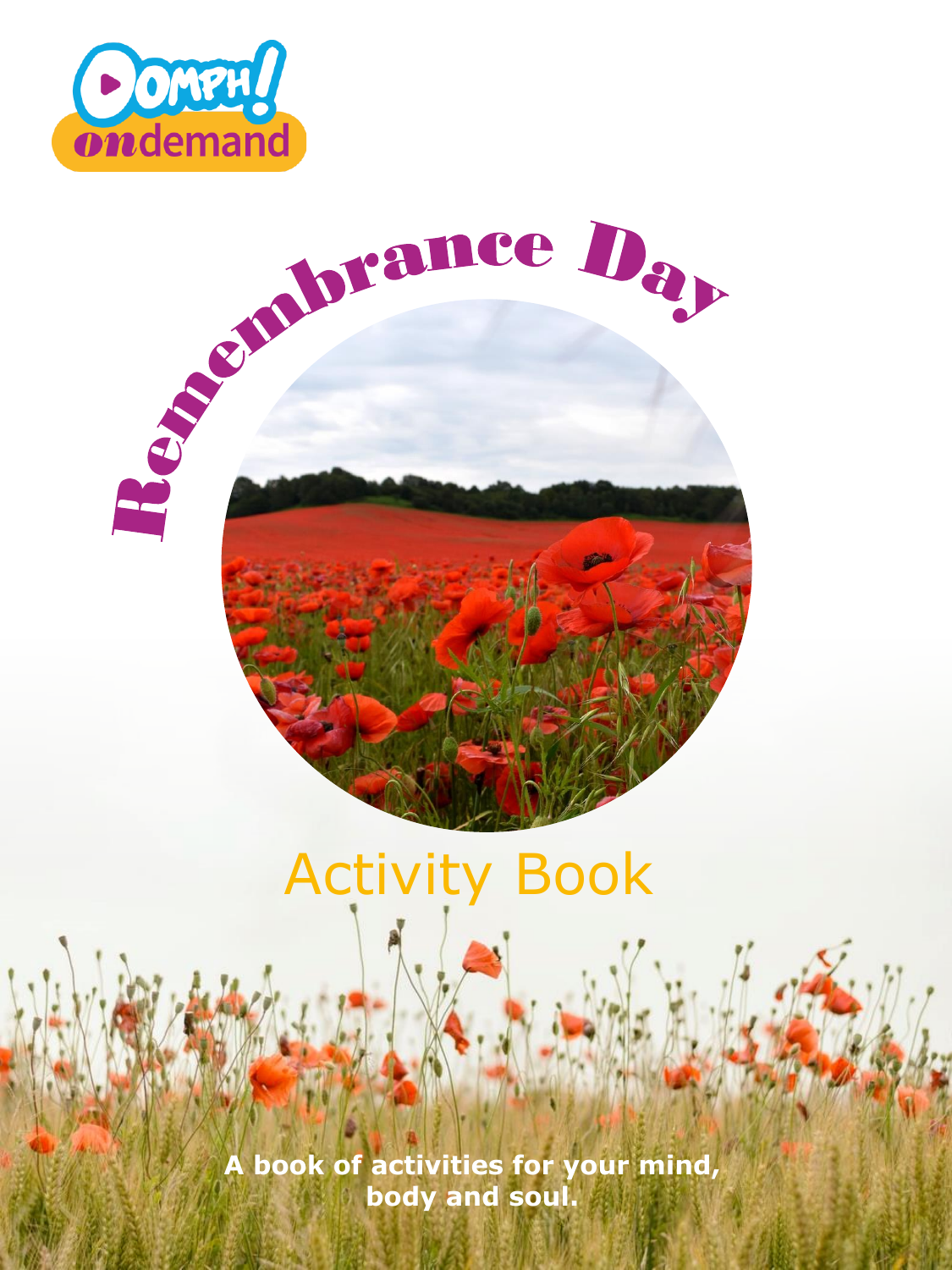# Remembrance Day

## Activity Book

**A book of activities for your mind, body and soul.**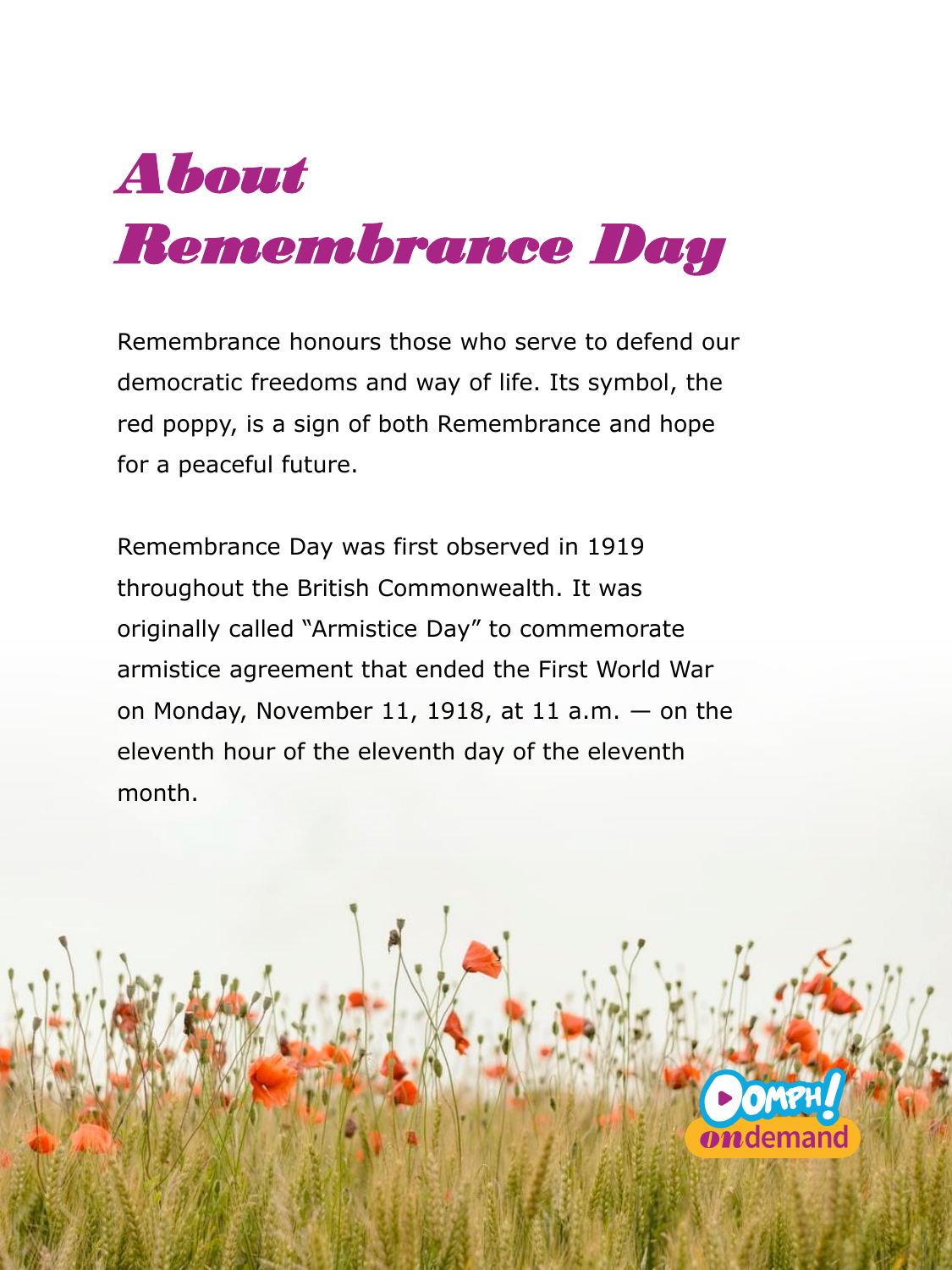# About Remembrance Day

Remembrance honours those who serve to defend our democratic freedoms and way of life. Its symbol, the red poppy, is a sign of both Remembrance and hope for a peaceful future.

Remembrance Day was first observed in 1919 throughout the British Commonwealth. It was originally called "Armistice Day" to commemorate armistice agreement that ended the First World War on Monday, November 11, 1918, at 11 a.m. — on the eleventh hour of the eleventh day of the eleventh month.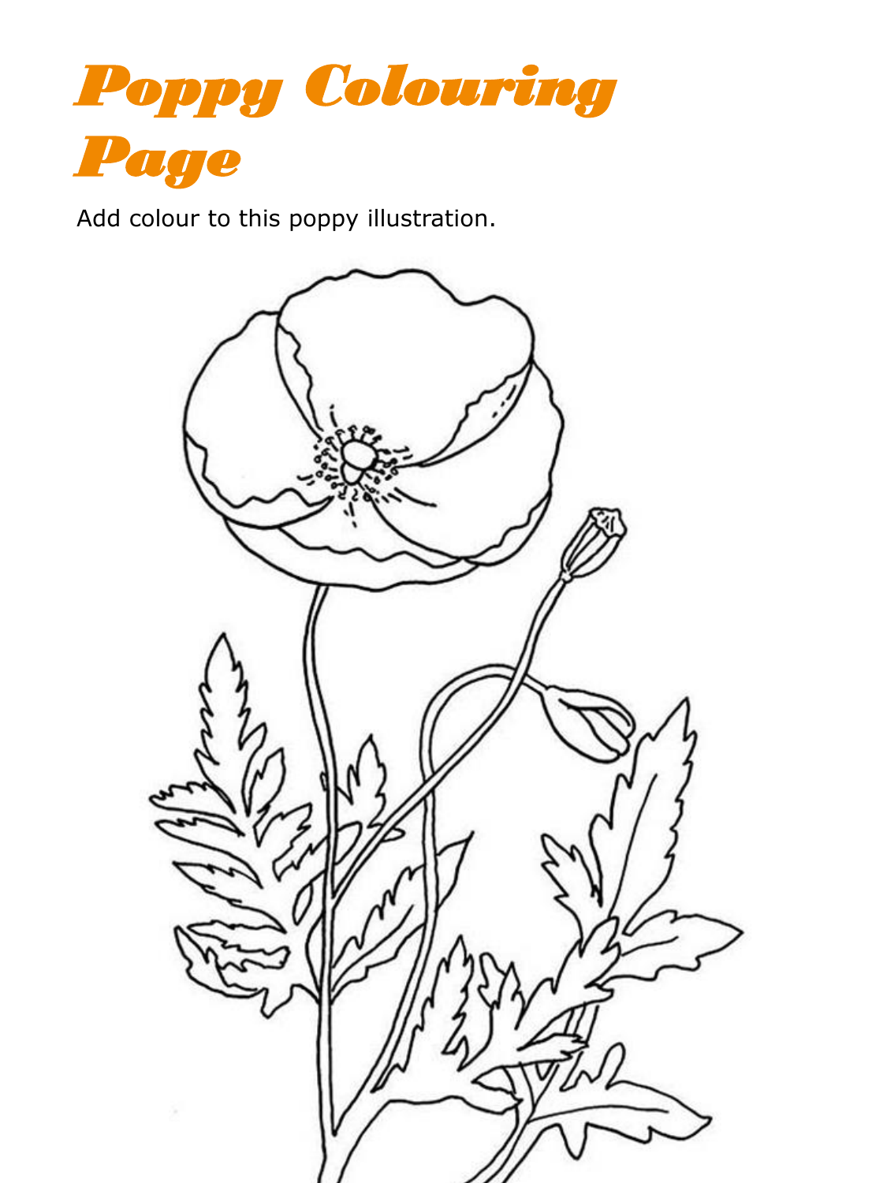# Poppy Colouring Page

Add colour to this poppy illustration.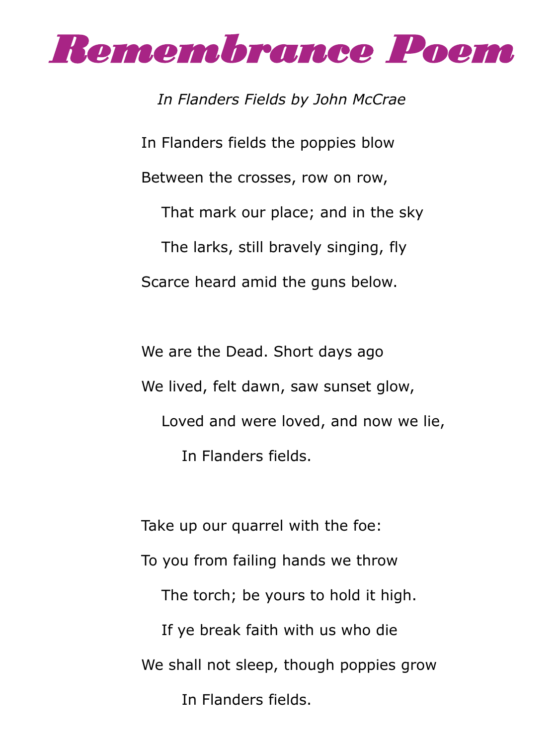# Remembrance Poem

*In Flanders Fields by John McCrae*

In Flanders fields the poppies blow
Between the crosses, row on row,
That mark our place; and in the sky
The larks, still bravely singing, fly
Scarce heard amid the guns below.

We are the Dead. Short days ago
We lived, felt dawn, saw sunset glow,
Loved and were loved, and now we lie,
In Flanders fields.

Take up our quarrel with the foe:
To you from failing hands we throw
The torch; be yours to hold it high.
If ye break faith with us who die
We shall not sleep, though poppies grow
In Flanders fields.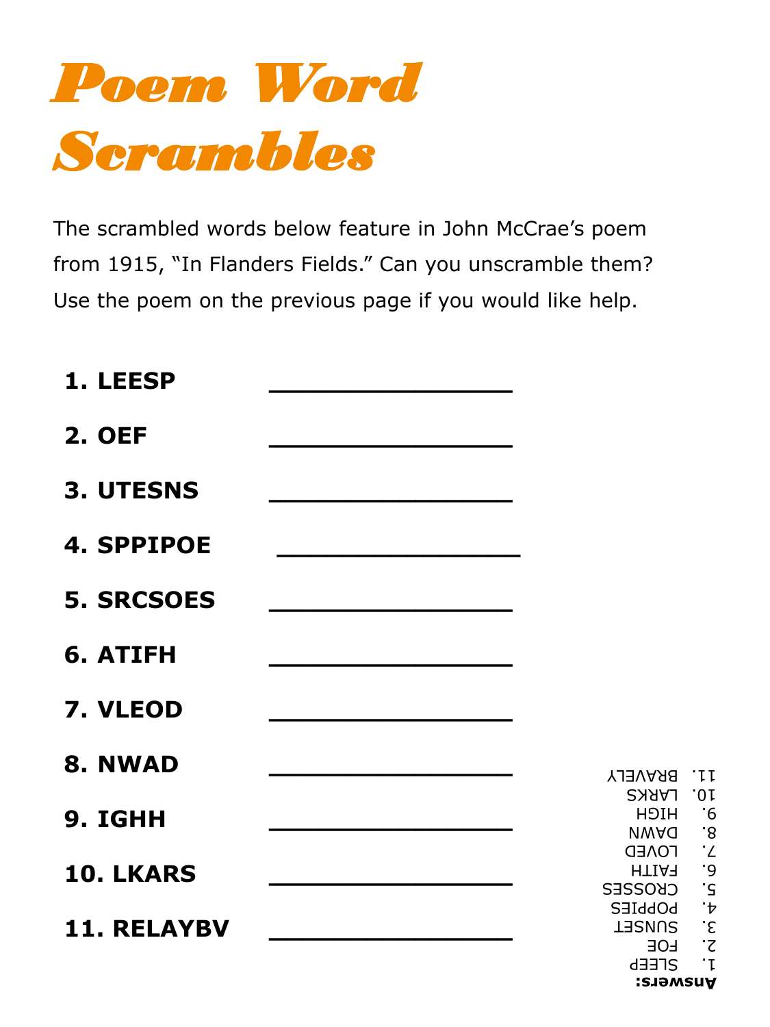# Poem Word Scrambles

The scrambled words below feature in John McCrae's poem from 1915, "In Flanders Fields." Can you unscramble them? Use the poem on the previous page if you would like help.

1. **LEESP** _________________
2. **OEF** _________________
3. **UTESNS** _________________
4. **SPPIPOE** _________________
5. **SRCSOES** _________________
6. **ATIFH** _________________
7. **VLEOD** _________________
8. **NWAD** _________________
9. **IGHH** _________________
10. **LKARS** _________________
11. **RELAYBV** _________________

**Answers:**

1. SLEEP
2. FOE
3. SUNSET
4. POPPIES
5. CROSSES
6. FAITH
7. LOVED
8. DAWN
9. HIGH
10. LARKS
11. BRAVELY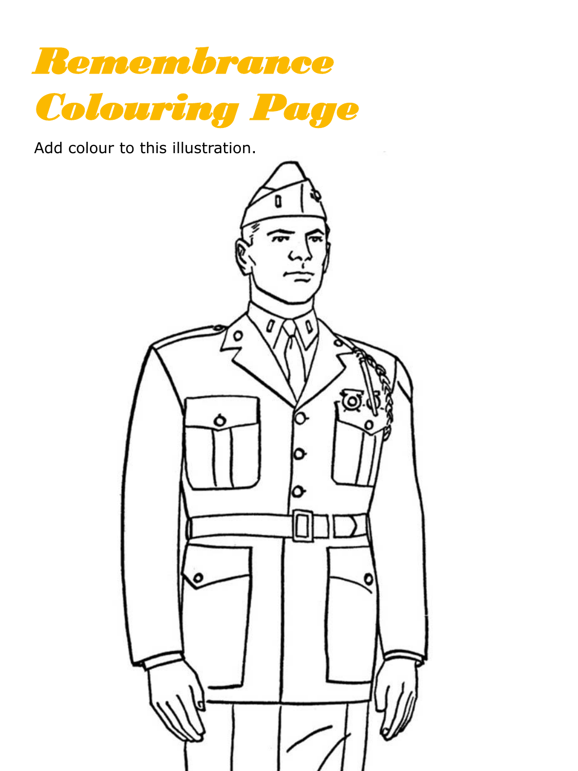# Remembrance Colouring Page

Add colour to this illustration.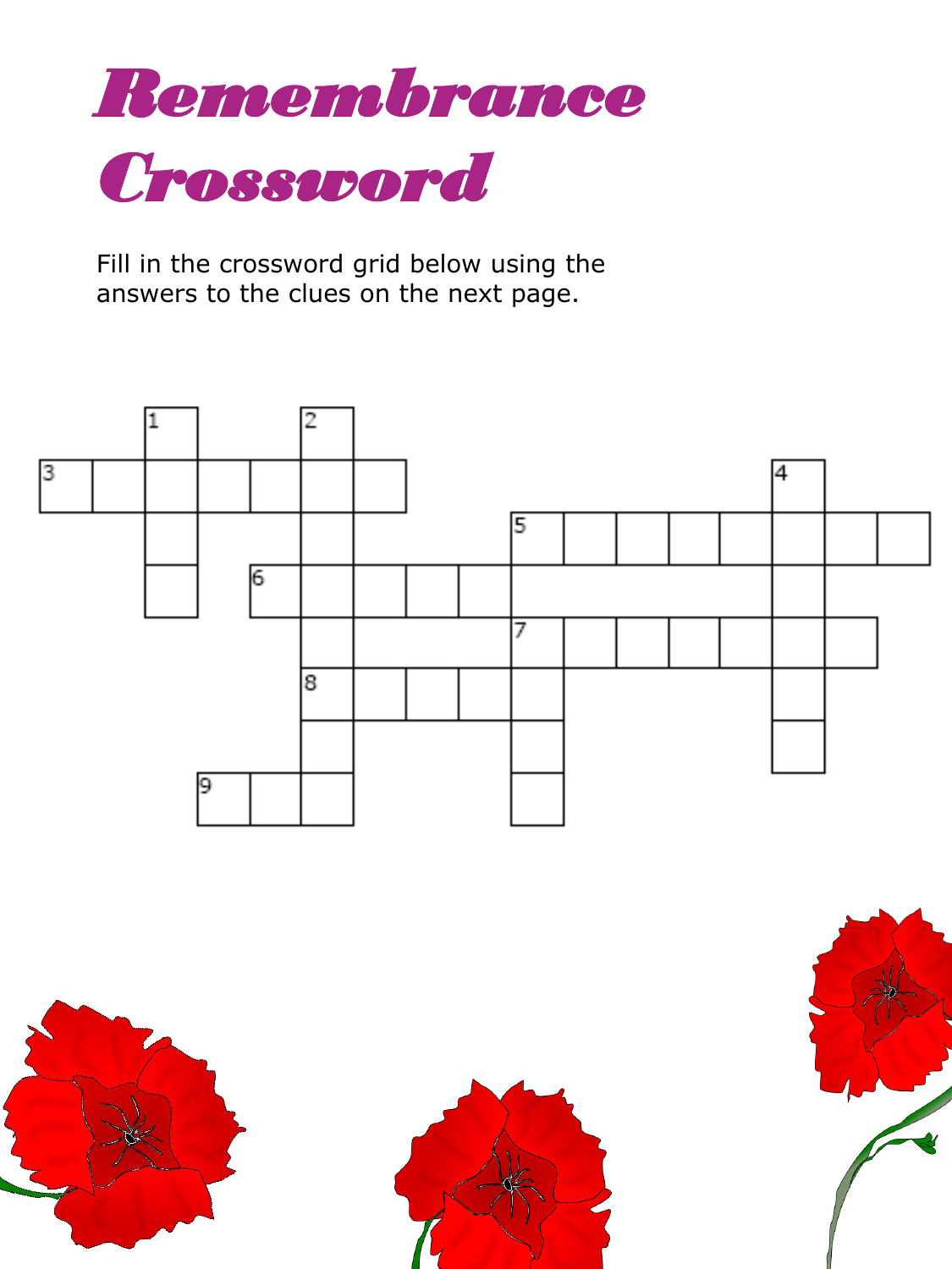# Remembrance Crossword

Fill in the crossword grid below using the answers to the clues on the next page.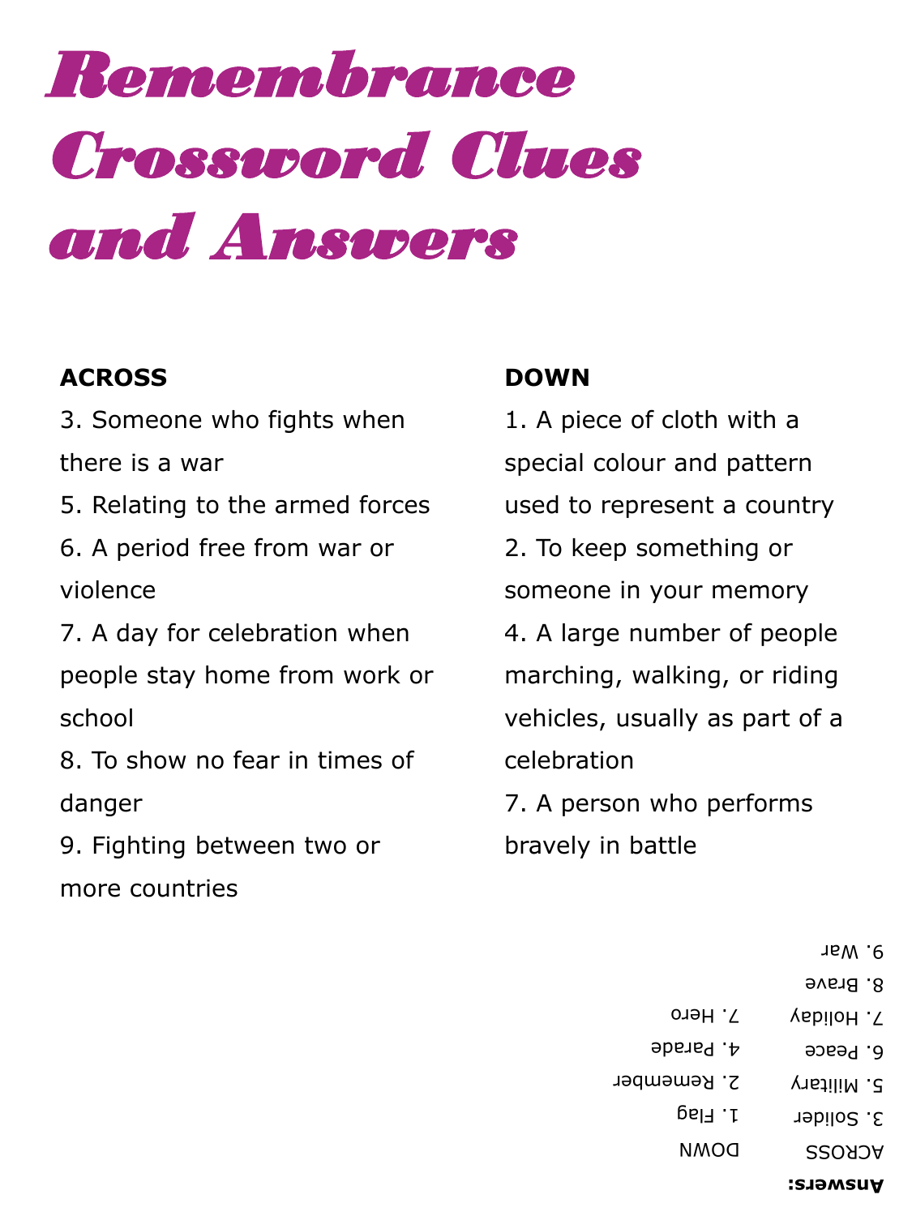# Remembrance Crossword Clues and Answers

**ACROSS**

3. Someone who fights when there is a war
5. Relating to the armed forces
6. A period free from war or violence
7. A day for celebration when people stay home from work or school
8. To show no fear in times of danger
9. Fighting between two or more countries

**DOWN**

1. A piece of cloth with a special colour and pattern used to represent a country
2. To keep something or someone in your memory
4. A large number of people marching, walking, or riding vehicles, usually as part of a celebration
7. A person who performs bravely in battle

**Answers:**

ACROSS

3. Solider
5. Military
6. Peace
7. Holiday
8. Brave
9. War

DOWN

1. Flag
2. Remember
4. Parade
7. Hero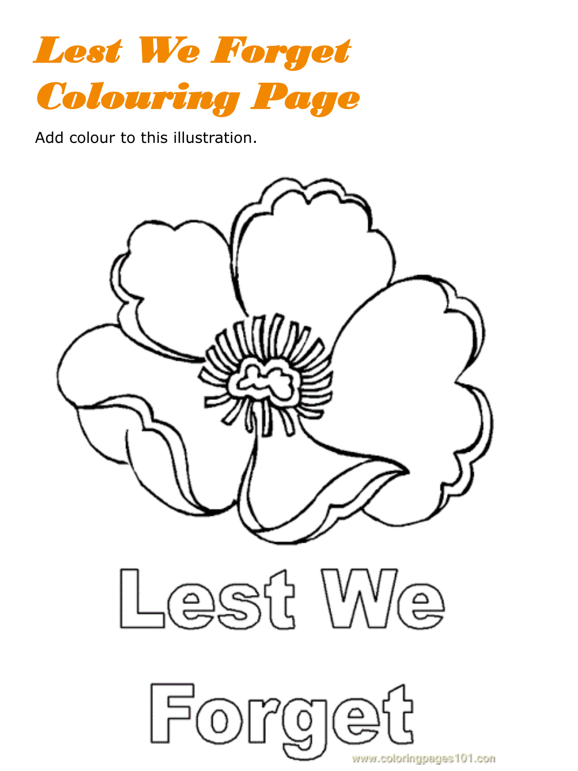# Lest We Forget Colouring Page

Add colour to this illustration.

Lest We

Forget

www.coloringpages101.com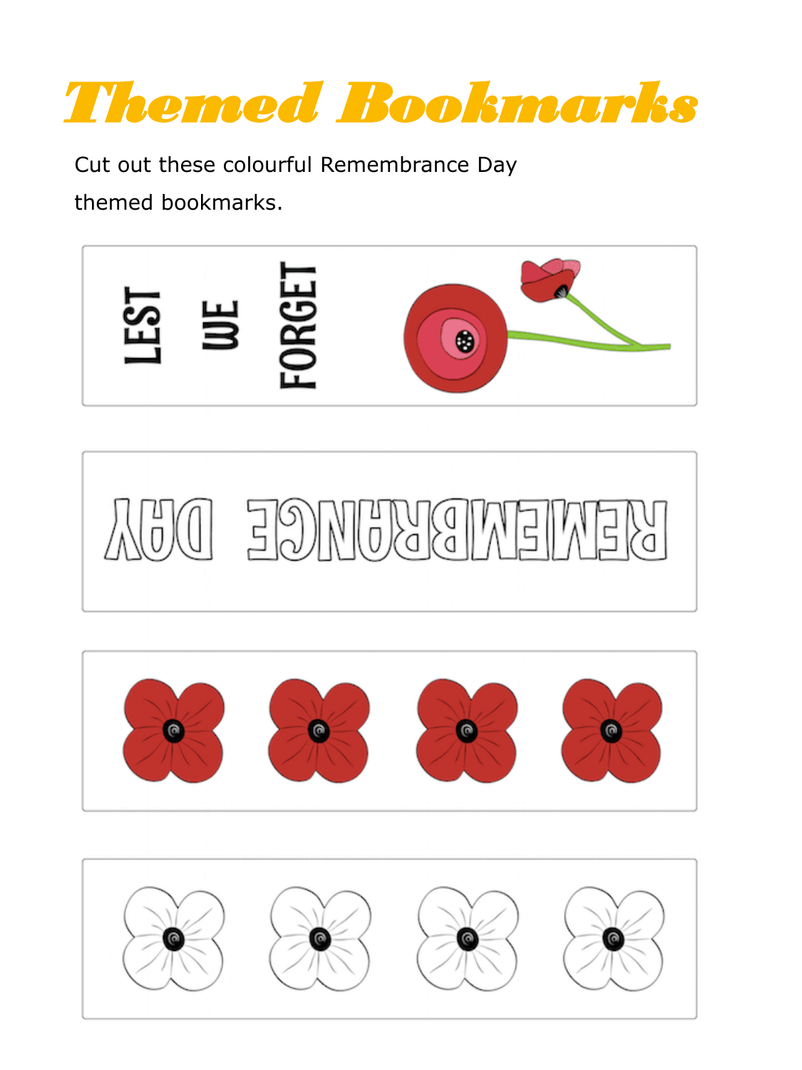# Themed Bookmarks

Cut out these colourful Remembrance Day themed bookmarks.

LEST WE FORGET

REMEMBRANCE DAY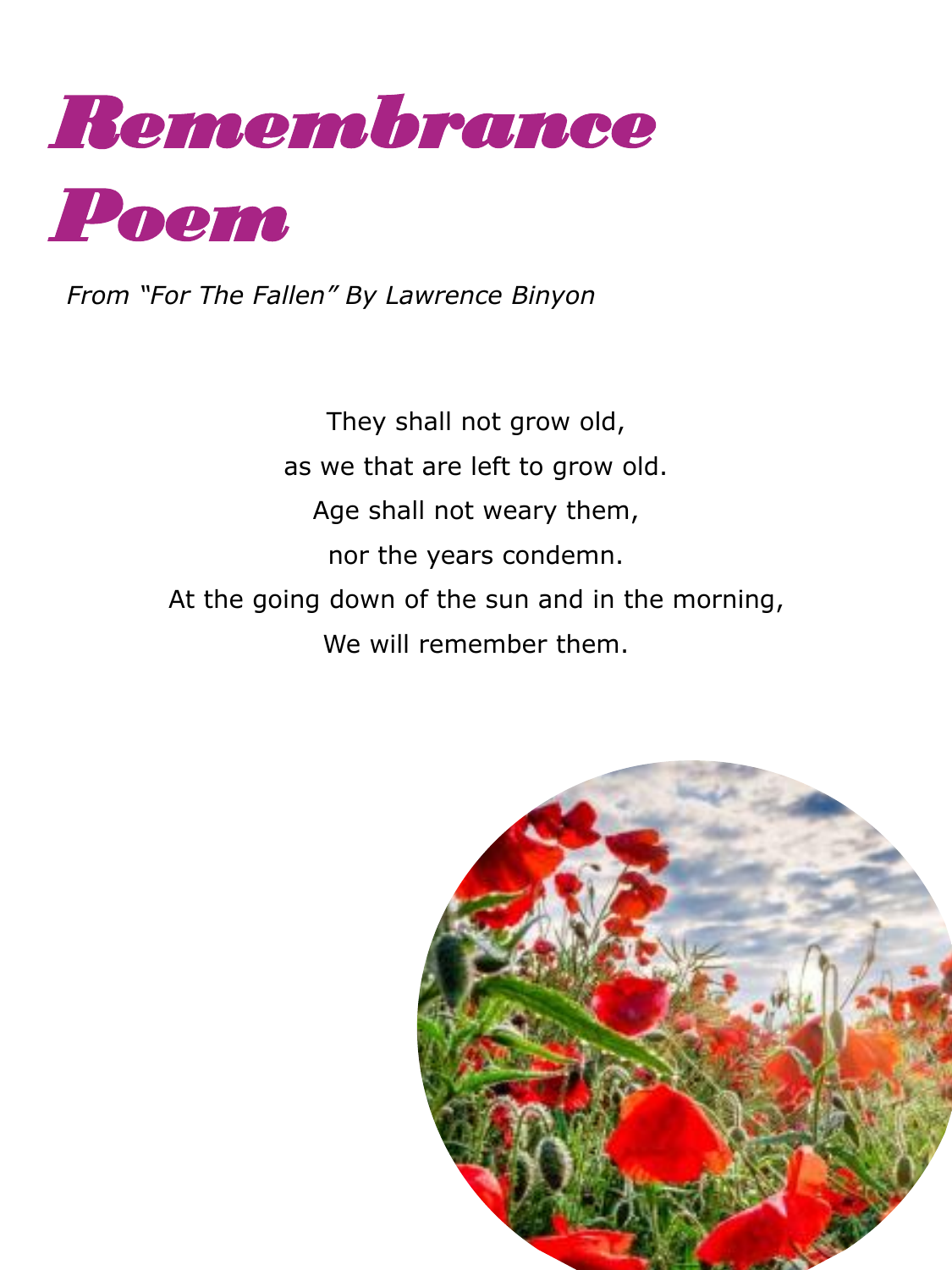# Remembrance Poem

*From "For The Fallen" By Lawrence Binyon*

They shall not grow old,
as we that are left to grow old.
Age shall not weary them,
nor the years condemn.
At the going down of the sun and in the morning,
We will remember them.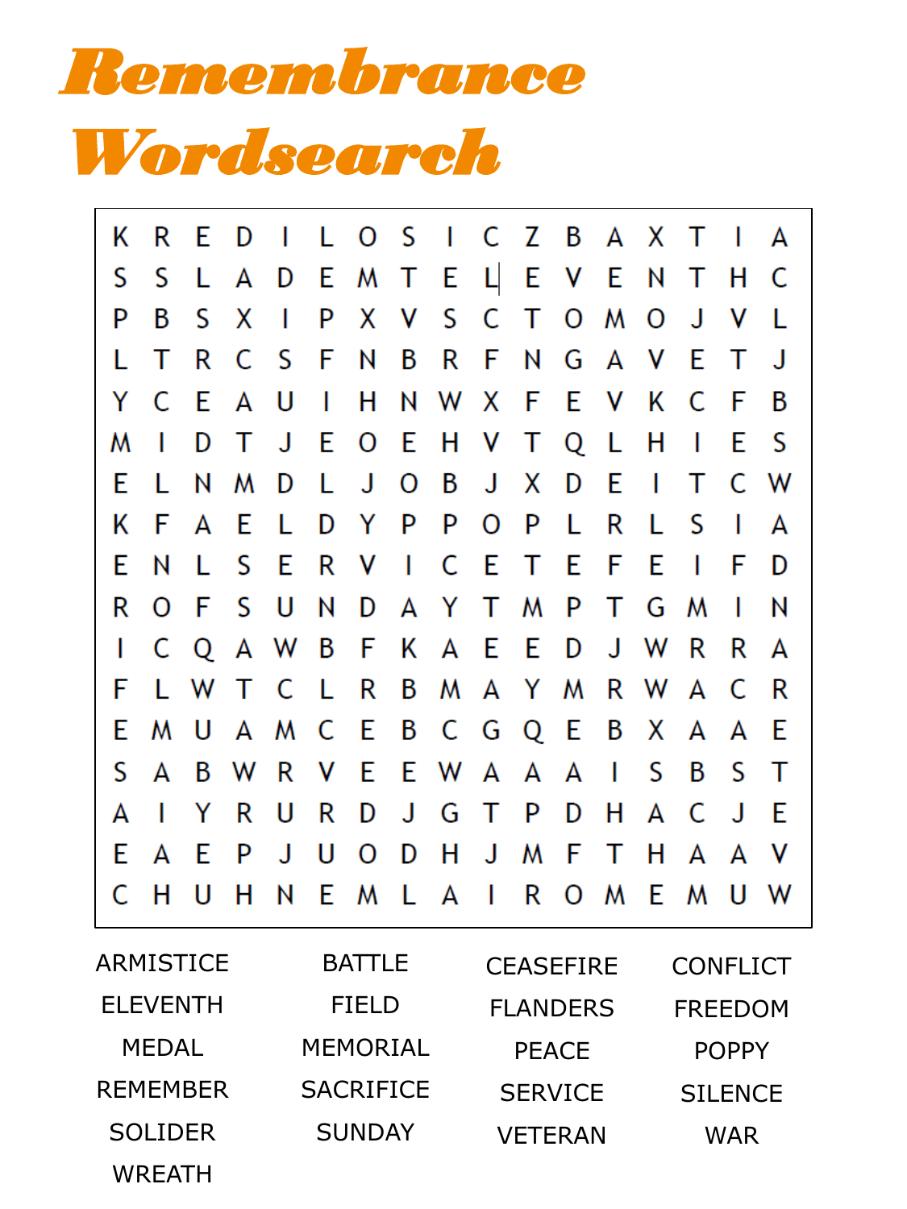# Remembrance Wordsearch

| | | | | | | | | | | | | | | | | |
|---|---|---|---|---|---|---|---|---|---|---|---|---|---|---|---|---|
| K | R | E | D | I | L | O | S | I | C | Z | B | A | X | T | I | A |
| S | S | L | A | D | E | M | T | E | L | E | V | E | N | T | H | C |
| P | B | S | X | I | P | X | V | S | C | T | O | M | O | J | V | L |
| L | T | R | C | S | F | N | B | R | F | N | G | A | V | E | T | J |
| Y | C | E | A | U | I | H | N | W | X | F | E | V | K | C | F | B |
| M | I | D | T | J | E | O | E | H | V | T | Q | L | H | I | E | S |
| E | L | N | M | D | L | J | O | B | J | X | D | E | I | T | C | W |
| K | F | A | E | L | D | Y | P | P | O | P | L | R | L | S | I | A |
| E | N | L | S | E | R | V | I | C | E | T | E | F | E | I | F | D |
| R | O | F | S | U | N | D | A | Y | T | M | P | T | G | M | I | N |
| I | C | Q | A | W | B | F | K | A | E | E | D | J | W | R | R | A |
| F | L | W | T | C | L | R | B | M | A | Y | M | R | W | A | C | R |
| E | M | U | A | M | C | E | B | C | G | Q | E | B | X | A | A | E |
| S | A | B | W | R | V | E | E | W | A | A | A | I | S | B | S | T |
| A | I | Y | R | U | R | D | J | G | T | P | D | H | A | C | J | E |
| E | A | E | P | J | U | O | D | H | J | M | F | T | H | A | A | V |
| C | H | U | H | N | E | M | L | A | I | R | O | M | E | M | U | W |

| | | | |
|---|---|---|---|
| ARMISTICE | BATTLE | CEASEFIRE | CONFLICT |
| ELEVENTH | FIELD | FLANDERS | FREEDOM |
| MEDAL | MEMORIAL | PEACE | POPPY |
| REMEMBER | SACRIFICE | SERVICE | SILENCE |
| SOLIDER | SUNDAY | VETERAN | WAR |
| WREATH | | | |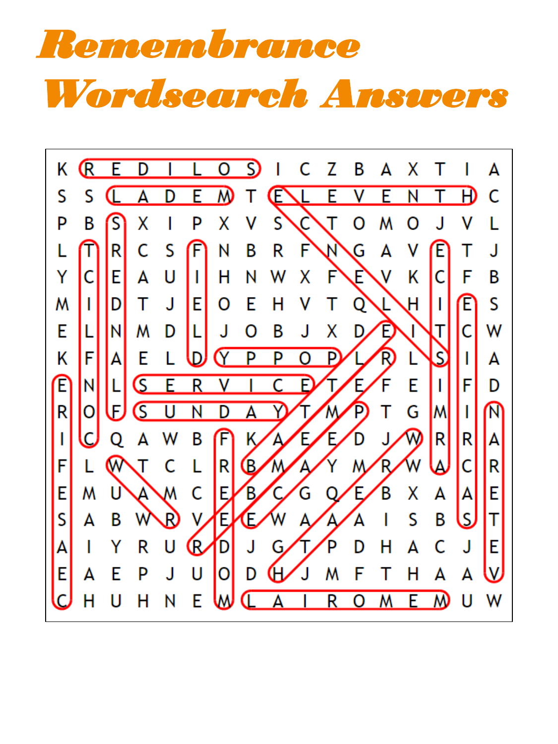# Remembrance Wordsearch Answers

| | | | | | | | | | | | | | | | | |
|---|---|---|---|---|---|---|---|---|---|---|---|---|---|---|---|---|
| K | R | E | D | I | L | O | S | I | C | Z | B | A | X | T | I | A |
| S | S | L | A | D | E | M | T | E | L | E | V | E | N | T | H | C |
| P | B | S | X | I | P | X | V | S | C | T | O | M | O | J | V | L |
| L | T | R | C | S | F | N | B | R | F | N | G | A | V | E | T | J |
| Y | C | E | A | U | I | H | N | W | X | F | E | V | K | C | F | B |
| M | I | D | T | J | E | O | E | H | V | T | Q | L | H | I | E | S |
| E | L | N | M | D | L | J | O | B | J | X | D | E | I | T | C | W |
| K | F | A | E | L | D | Y | P | P | O | P | L | R | L | S | I | A |
| E | N | L | S | E | R | V | I | C | E | T | E | F | E | I | F | D |
| R | O | F | S | U | N | D | A | Y | T | M | P | T | G | M | I | N |
| I | C | Q | A | W | B | F | K | A | E | E | D | J | W | R | R | A |
| F | L | W | T | C | L | R | B | M | A | Y | M | R | W | A | C | R |
| E | M | U | A | M | C | E | B | C | G | Q | E | B | X | A | A | E |
| S | A | B | W | R | V | E | E | W | A | A | A | I | S | B | S | T |
| A | I | Y | R | U | R | D | J | G | T | P | D | H | A | C | J | E |
| E | A | E | P | J | U | O | D | H | J | M | F | T | H | A | A | V |
| C | H | U | H | N | E | M | L | A | I | R | O | M | E | M | U | W |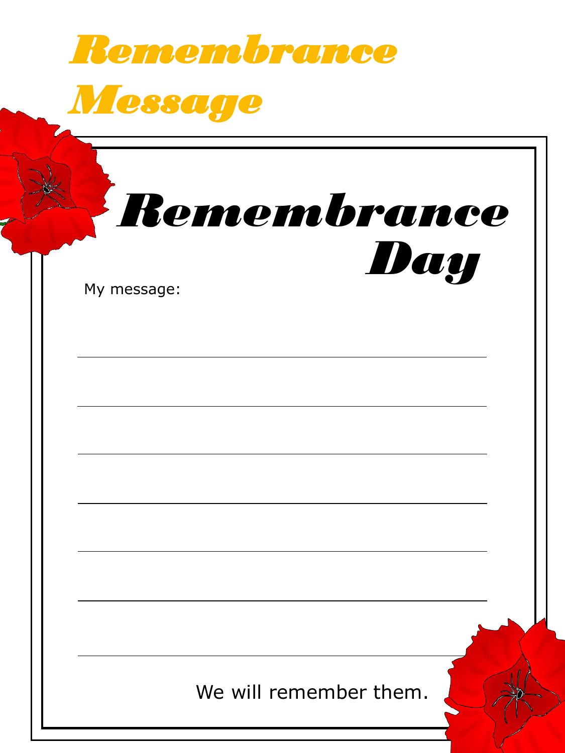# Remembrance Message

## Remembrance Day

My message:

We will remember them.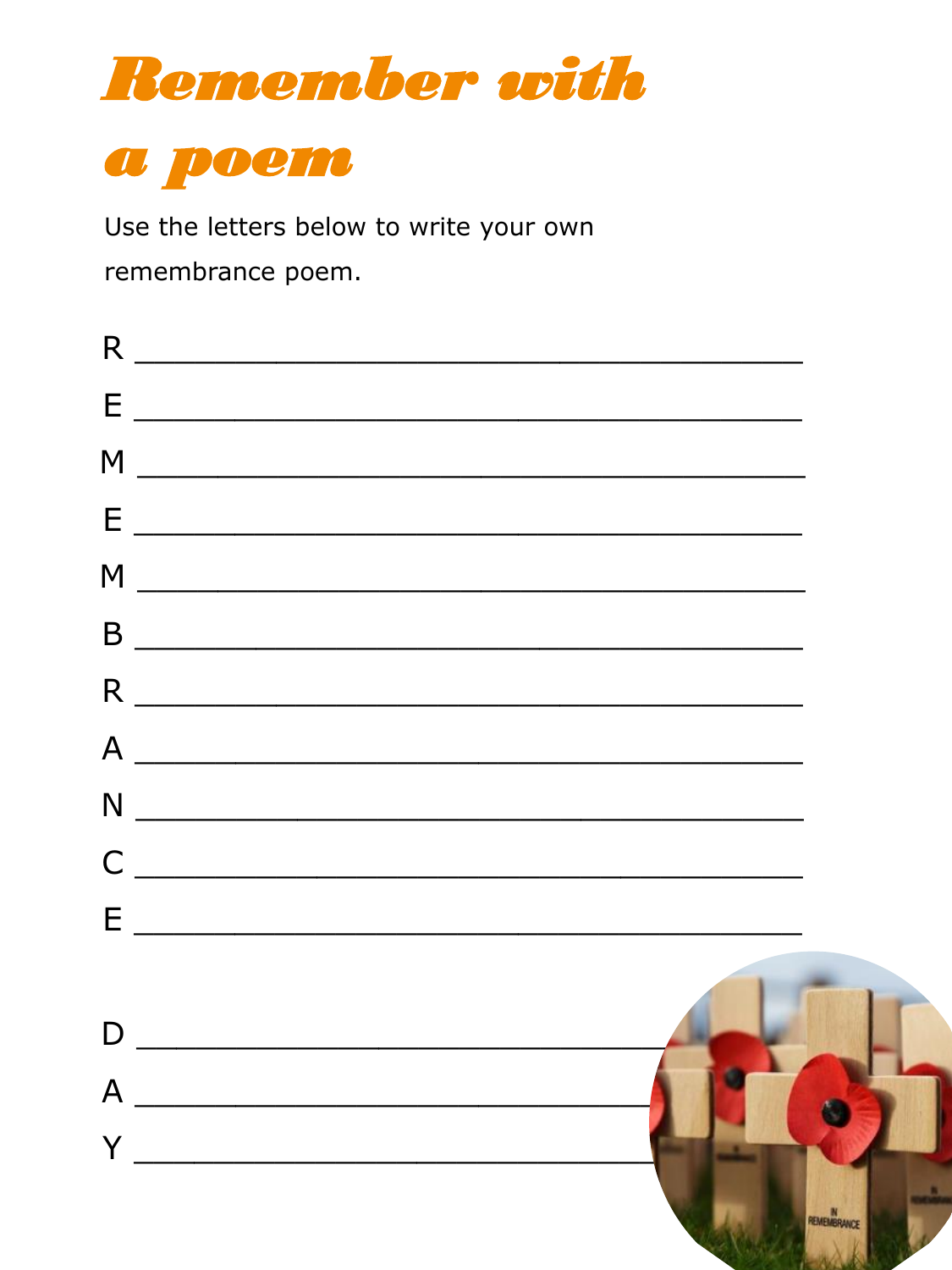# Remember with a poem

Use the letters below to write your own remembrance poem.

R \_\_\_\_\_\_\_\_\_\_\_\_\_\_\_\_\_\_\_\_\_\_\_\_\_\_\_\_\_\_\_\_\_\_\_\_\_\_\_\_

E \_\_\_\_\_\_\_\_\_\_\_\_\_\_\_\_\_\_\_\_\_\_\_\_\_\_\_\_\_\_\_\_\_\_\_\_\_\_\_\_

M \_\_\_\_\_\_\_\_\_\_\_\_\_\_\_\_\_\_\_\_\_\_\_\_\_\_\_\_\_\_\_\_\_\_\_\_\_\_\_\_

E \_\_\_\_\_\_\_\_\_\_\_\_\_\_\_\_\_\_\_\_\_\_\_\_\_\_\_\_\_\_\_\_\_\_\_\_\_\_\_\_

M \_\_\_\_\_\_\_\_\_\_\_\_\_\_\_\_\_\_\_\_\_\_\_\_\_\_\_\_\_\_\_\_\_\_\_\_\_\_\_\_

B \_\_\_\_\_\_\_\_\_\_\_\_\_\_\_\_\_\_\_\_\_\_\_\_\_\_\_\_\_\_\_\_\_\_\_\_\_\_\_\_

R \_\_\_\_\_\_\_\_\_\_\_\_\_\_\_\_\_\_\_\_\_\_\_\_\_\_\_\_\_\_\_\_\_\_\_\_\_\_\_\_

A \_\_\_\_\_\_\_\_\_\_\_\_\_\_\_\_\_\_\_\_\_\_\_\_\_\_\_\_\_\_\_\_\_\_\_\_\_\_\_\_

N \_\_\_\_\_\_\_\_\_\_\_\_\_\_\_\_\_\_\_\_\_\_\_\_\_\_\_\_\_\_\_\_\_\_\_\_\_\_\_\_

C \_\_\_\_\_\_\_\_\_\_\_\_\_\_\_\_\_\_\_\_\_\_\_\_\_\_\_\_\_\_\_\_\_\_\_\_\_\_\_\_

E \_\_\_\_\_\_\_\_\_\_\_\_\_\_\_\_\_\_\_\_\_\_\_\_\_\_\_\_\_\_\_\_\_\_\_\_\_\_\_\_

D \_\_\_\_\_\_\_\_\_\_\_\_\_\_\_\_\_\_\_\_\_\_\_\_\_\_\_\_\_\_\_\_

A \_\_\_\_\_\_\_\_\_\_\_\_\_\_\_\_\_\_\_\_\_\_\_\_\_\_\_\_\_\_\_\_

Y \_\_\_\_\_\_\_\_\_\_\_\_\_\_\_\_\_\_\_\_\_\_\_\_\_\_\_\_\_\_\_\_